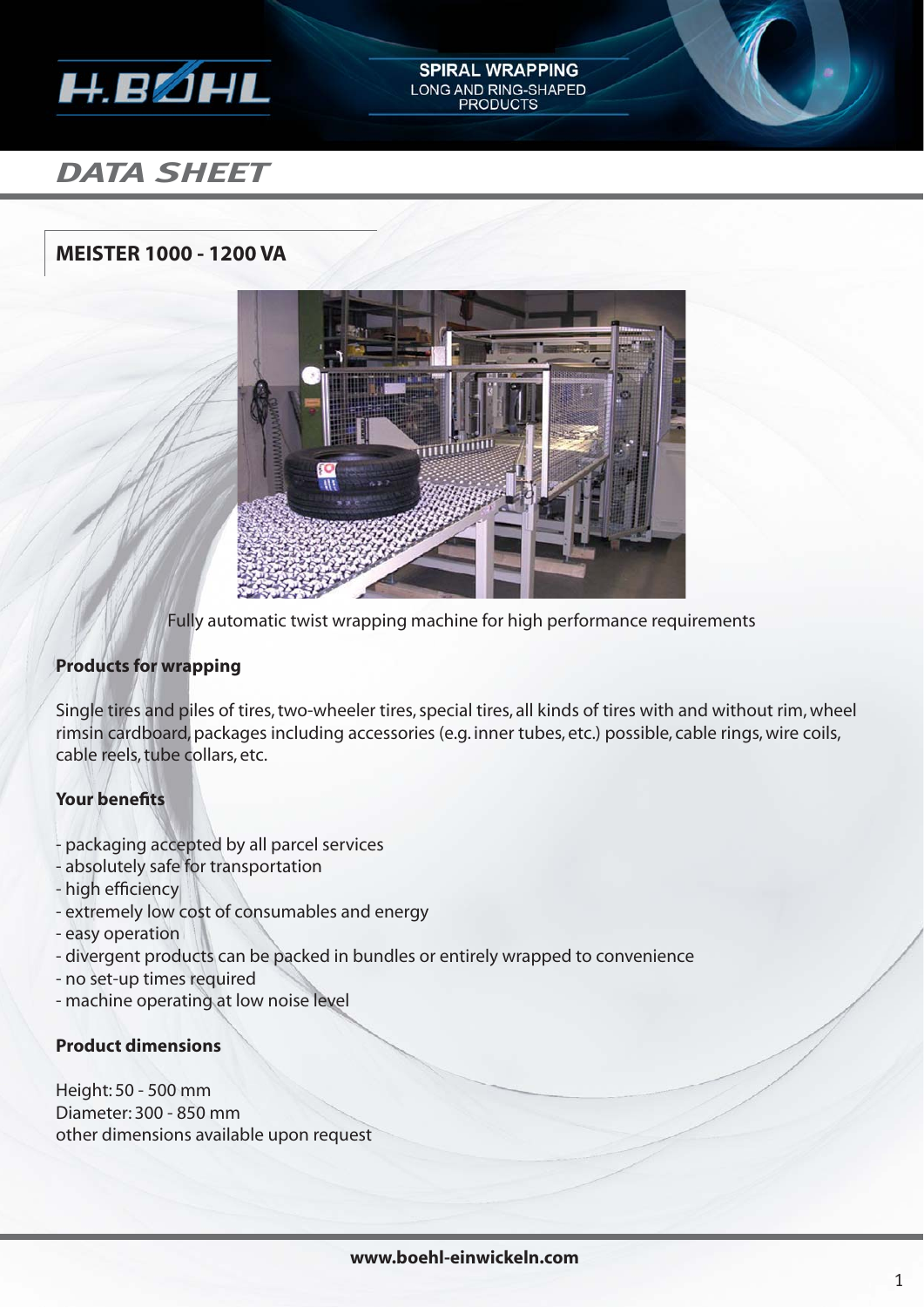# DATA SHEET

## MEISTER 1000 - 1200 VA

Fully automatic twist wrapping machine for high performance requirements

**Products for wrapping**

Single tires and piles of tires, two-wheeler tires, special tires, all kinds of tires with and without rim, wheel rimsin cardboard, packages including accessories (e.g. inner tubes, etc.) possible, cable rings, wire coils, cable reels, tube collars, etc.

**Your benefits**

- packaging accepted by all parcel services
- absolutely safe for transportation
- high efficiency
- extremely low cost of consumables and energy
- easy operation
- divergent products can be packed in bundles or entirely wrapped to convenience
- no set-up times required
- machine operating at low noise level

**Product dimensions**

Height: 50 - 500 mm
Diameter: 300 - 850 mm
other dimensions available upon request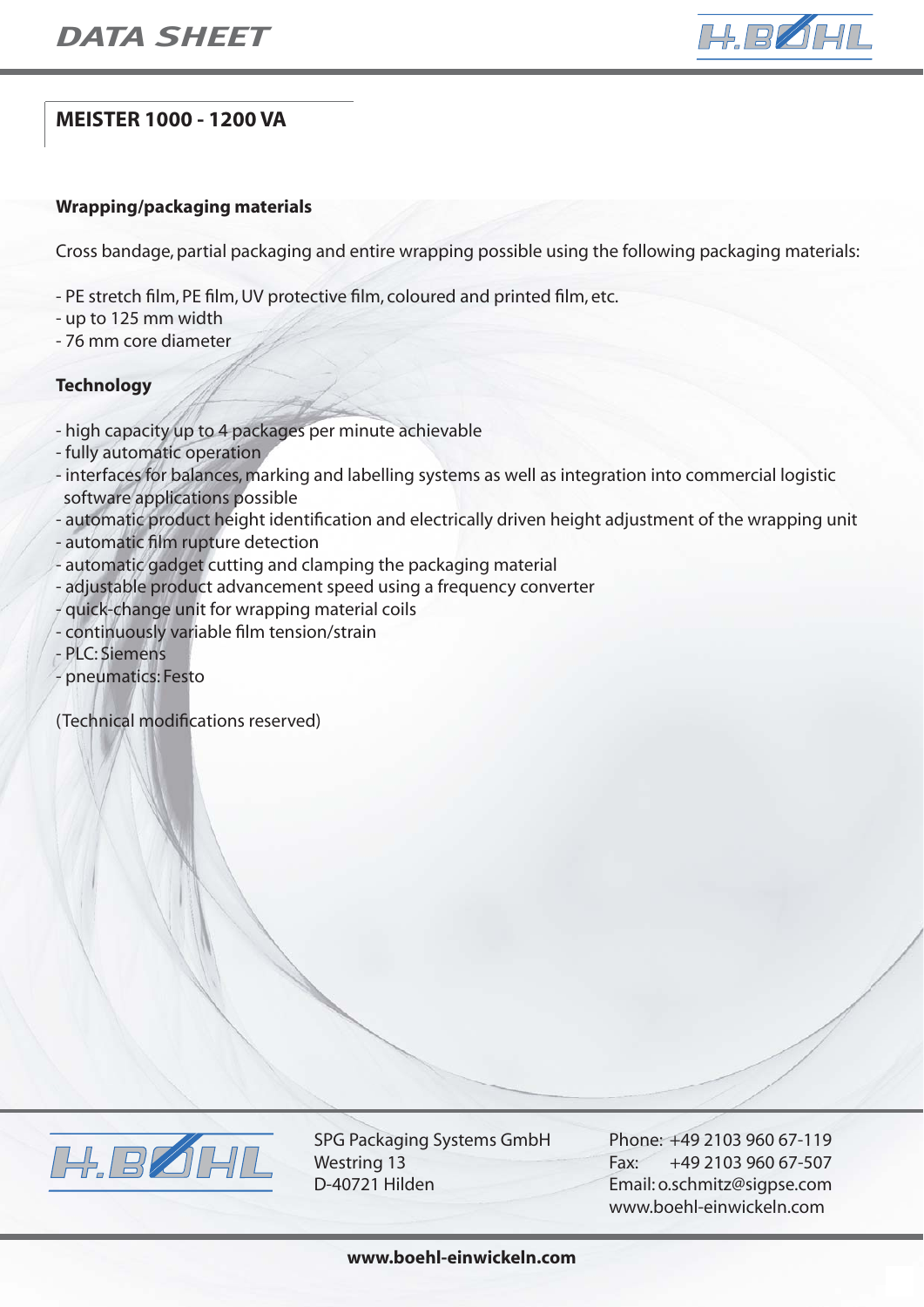## MEISTER 1000 - 1200 VA

**Wrapping/packaging materials**

Cross bandage, partial packaging and entire wrapping possible using the following packaging materials:

- PE stretch film, PE film, UV protective film, coloured and printed film, etc.
- up to 125 mm width
- 76 mm core diameter

**Technology**

- high capacity up to 4 packages per minute achievable
- fully automatic operation
- interfaces for balances, marking and labelling systems as well as integration into commercial logistic software applications possible
- automatic product height identification and electrically driven height adjustment of the wrapping unit
- automatic film rupture detection
- automatic gadget cutting and clamping the packaging material
- adjustable product advancement speed using a frequency converter
- quick-change unit for wrapping material coils
- continuously variable film tension/strain
- PLC: Siemens
- pneumatics: Festo

(Technical modifications reserved)

SPG Packaging Systems GmbH
Westring 13
D-40721 Hilden

Phone: +49 2103 960 67-119
Fax: +49 2103 960 67-507
Email: o.schmitz@sigpse.com
www.boehl-einwickeln.com